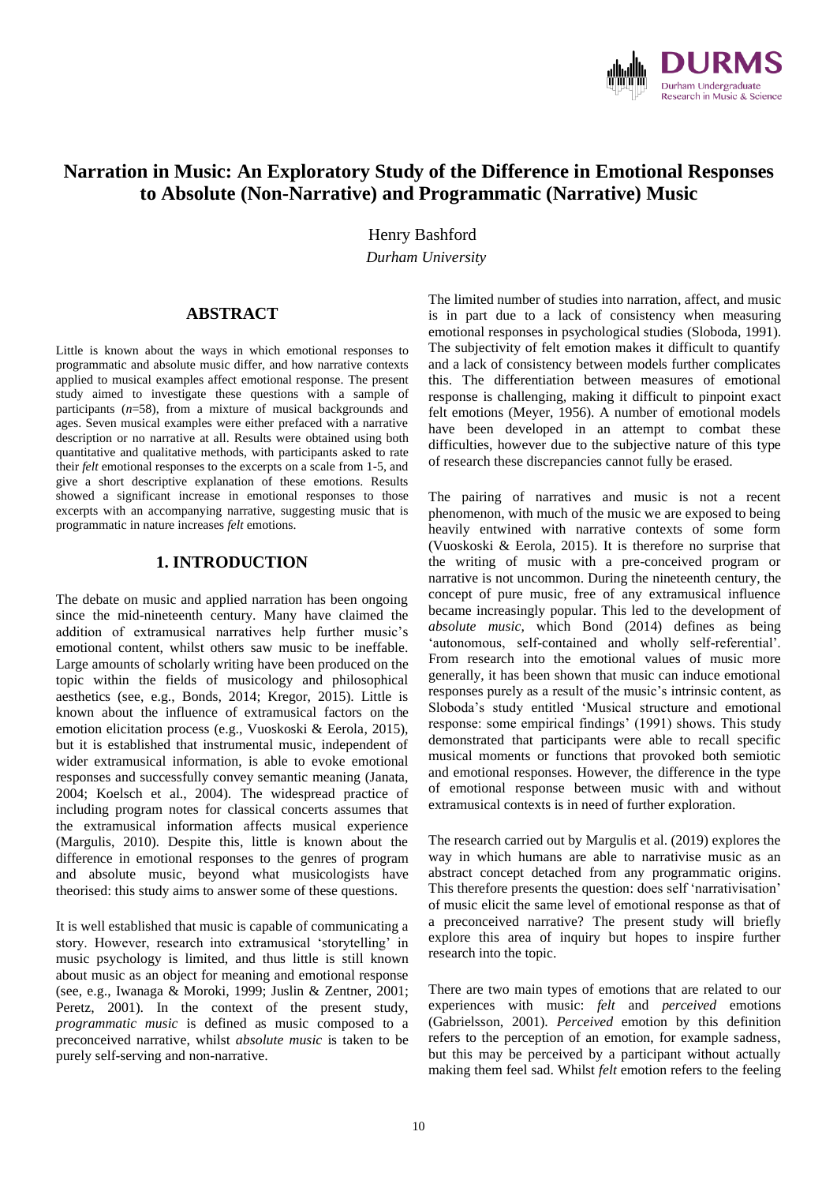# Narration in Music: An Exploratory Study of the Difference in Emotional Responses to Absolute (Non-Narrative) and Programmatic (Narrative) Music

Henry Bashford

*Durham University*

## ABSTRACT

Little is known about the ways in which emotional responses to programmatic and absolute music differ, and how narrative contexts applied to musical examples affect emotional response. The present study aimed to investigate these questions with a sample of participants ($n$=58), from a mixture of musical backgrounds and ages. Seven musical examples were either prefaced with a narrative description or no narrative at all. Results were obtained using both quantitative and qualitative methods, with participants asked to rate their *felt* emotional responses to the excerpts on a scale from 1-5, and give a short descriptive explanation of these emotions. Results showed a significant increase in emotional responses to those excerpts with an accompanying narrative, suggesting music that is programmatic in nature increases *felt* emotions.

## 1. INTRODUCTION

The debate on music and applied narration has been ongoing since the mid-nineteenth century. Many have claimed the addition of extramusical narratives help further music's emotional content, whilst others saw music to be ineffable. Large amounts of scholarly writing have been produced on the topic within the fields of musicology and philosophical aesthetics (see, e.g., Bonds, 2014; Kregor, 2015). Little is known about the influence of extramusical factors on the emotion elicitation process (e.g., Vuoskoski & Eerola, 2015), but it is established that instrumental music, independent of wider extramusical information, is able to evoke emotional responses and successfully convey semantic meaning (Janata, 2004; Koelsch et al., 2004). The widespread practice of including program notes for classical concerts assumes that the extramusical information affects musical experience (Margulis, 2010). Despite this, little is known about the difference in emotional responses to the genres of program and absolute music, beyond what musicologists have theorised: this study aims to answer some of these questions.

It is well established that music is capable of communicating a story. However, research into extramusical 'storytelling' in music psychology is limited, and thus little is still known about music as an object for meaning and emotional response (see, e.g., Iwanaga & Moroki, 1999; Juslin & Zentner, 2001; Peretz, 2001). In the context of the present study, *programmatic music* is defined as music composed to a preconceived narrative, whilst *absolute music* is taken to be purely self-serving and non-narrative.

The limited number of studies into narration, affect, and music is in part due to a lack of consistency when measuring emotional responses in psychological studies (Sloboda, 1991). The subjectivity of felt emotion makes it difficult to quantify and a lack of consistency between models further complicates this. The differentiation between measures of emotional response is challenging, making it difficult to pinpoint exact felt emotions (Meyer, 1956). A number of emotional models have been developed in an attempt to combat these difficulties, however due to the subjective nature of this type of research these discrepancies cannot fully be erased.

The pairing of narratives and music is not a recent phenomenon, with much of the music we are exposed to being heavily entwined with narrative contexts of some form (Vuoskoski & Eerola, 2015). It is therefore no surprise that the writing of music with a pre-conceived program or narrative is not uncommon. During the nineteenth century, the concept of pure music, free of any extramusical influence became increasingly popular. This led to the development of *absolute music,* which Bond (2014) defines as being 'autonomous, self-contained and wholly self-referential'. From research into the emotional values of music more generally, it has been shown that music can induce emotional responses purely as a result of the music's intrinsic content, as Sloboda's study entitled 'Musical structure and emotional response: some empirical findings' (1991) shows. This study demonstrated that participants were able to recall specific musical moments or functions that provoked both semiotic and emotional responses. However, the difference in the type of emotional response between music with and without extramusical contexts is in need of further exploration.

The research carried out by Margulis et al. (2019) explores the way in which humans are able to narrativise music as an abstract concept detached from any programmatic origins. This therefore presents the question: does self 'narrativisation' of music elicit the same level of emotional response as that of a preconceived narrative? The present study will briefly explore this area of inquiry but hopes to inspire further research into the topic.

There are two main types of emotions that are related to our experiences with music: *felt* and *perceived* emotions (Gabrielsson, 2001). *Perceived* emotion by this definition refers to the perception of an emotion, for example sadness, but this may be perceived by a participant without actually making them feel sad. Whilst *felt* emotion refers to the feeling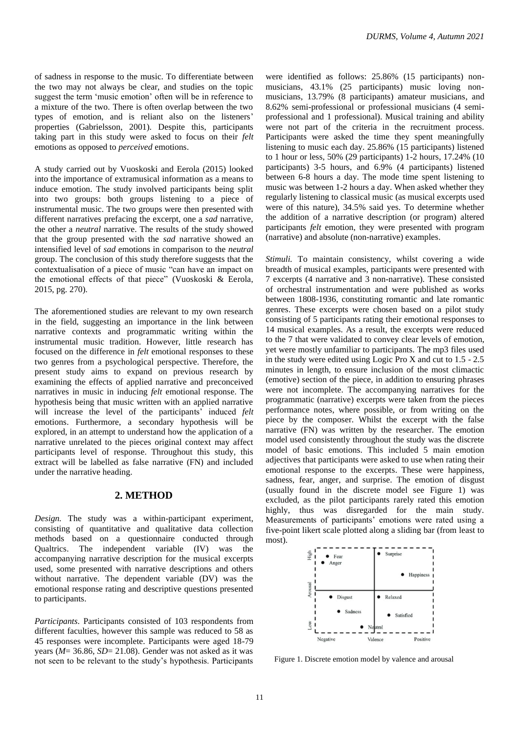of sadness in response to the music. To differentiate between the two may not always be clear, and studies on the topic suggest the term 'music emotion' often will be in reference to a mixture of the two. There is often overlap between the two types of emotion, and is reliant also on the listeners' properties (Gabrielsson, 2001). Despite this, participants taking part in this study were asked to focus on their *felt* emotions as opposed to *perceived* emotions.

A study carried out by Vuoskoski and Eerola (2015) looked into the importance of extramusical information as a means to induce emotion. The study involved participants being split into two groups: both groups listening to a piece of instrumental music. The two groups were then presented with different narratives prefacing the excerpt, one a *sad* narrative, the other a *neutral* narrative. The results of the study showed that the group presented with the *sad* narrative showed an intensified level of *sad* emotions in comparison to the *neutral* group. The conclusion of this study therefore suggests that the contextualisation of a piece of music "can have an impact on the emotional effects of that piece" (Vuoskoski & Eerola, 2015, pg. 270).

The aforementioned studies are relevant to my own research in the field, suggesting an importance in the link between narrative contexts and programmatic writing within the instrumental music tradition. However, little research has focused on the difference in *felt* emotional responses to these two genres from a psychological perspective. Therefore, the present study aims to expand on previous research by examining the effects of applied narrative and preconceived narratives in music in inducing *felt* emotional response. The hypothesis being that music written with an applied narrative will increase the level of the participants' induced *felt* emotions. Furthermore, a secondary hypothesis will be explored, in an attempt to understand how the application of a narrative unrelated to the pieces original context may affect participants level of response. Throughout this study, this extract will be labelled as false narrative (FN) and included under the narrative heading.

## 2. METHOD

*Design.* The study was a within-participant experiment, consisting of quantitative and qualitative data collection methods based on a questionnaire conducted through Qualtrics. The independent variable (IV) was the accompanying narrative description for the musical excerpts used, some presented with narrative descriptions and others without narrative. The dependent variable (DV) was the emotional response rating and descriptive questions presented to participants.

*Participants.* Participants consisted of 103 respondents from different faculties, however this sample was reduced to 58 as 45 responses were incomplete. Participants were aged 18-79 years (*M*= 36.86, *SD*= 21.08). Gender was not asked as it was not seen to be relevant to the study's hypothesis. Participants were identified as follows: 25.86% (15 participants) non-musicians, 43.1% (25 participants) music loving non-musicians, 13.79% (8 participants) amateur musicians, and 8.62% semi-professional or professional musicians (4 semi-professional and 1 professional). Musical training and ability were not part of the criteria in the recruitment process. Participants were asked the time they spent meaningfully listening to music each day. 25.86% (15 participants) listened to 1 hour or less, 50% (29 participants) 1-2 hours, 17.24% (10 participants) 3-5 hours, and 6.9% (4 participants) listened between 6-8 hours a day. The mode time spent listening to music was between 1-2 hours a day. When asked whether they regularly listening to classical music (as musical excerpts used were of this nature), 34.5% said yes. To determine whether the addition of a narrative description (or program) altered participants *felt* emotion, they were presented with program (narrative) and absolute (non-narrative) examples.

*Stimuli.* To maintain consistency, whilst covering a wide breadth of musical examples, participants were presented with 7 excerpts (4 narrative and 3 non-narrative). These consisted of orchestral instrumentation and were published as works between 1808-1936, constituting romantic and late romantic genres. These excerpts were chosen based on a pilot study consisting of 5 participants rating their emotional responses to 14 musical examples. As a result, the excerpts were reduced to the 7 that were validated to convey clear levels of emotion, yet were mostly unfamiliar to participants. The mp3 files used in the study were edited using Logic Pro X and cut to 1.5 - 2.5 minutes in length, to ensure inclusion of the most climactic (emotive) section of the piece, in addition to ensuring phrases were not incomplete. The accompanying narratives for the programmatic (narrative) excerpts were taken from the pieces performance notes, where possible, or from writing on the piece by the composer. Whilst the excerpt with the false narrative (FN) was written by the researcher. The emotion model used consistently throughout the study was the discrete model of basic emotions. This included 5 main emotion adjectives that participants were asked to use when rating their emotional response to the excerpts. These were happiness, sadness, fear, anger, and surprise. The emotion of disgust (usually found in the discrete model see Figure 1) was excluded, as the pilot participants rarely rated this emotion highly, thus was disregarded for the main study. Measurements of participants' emotions were rated using a five-point likert scale plotted along a sliding bar (from least to most).

Figure 1. Discrete emotion model by valence and arousal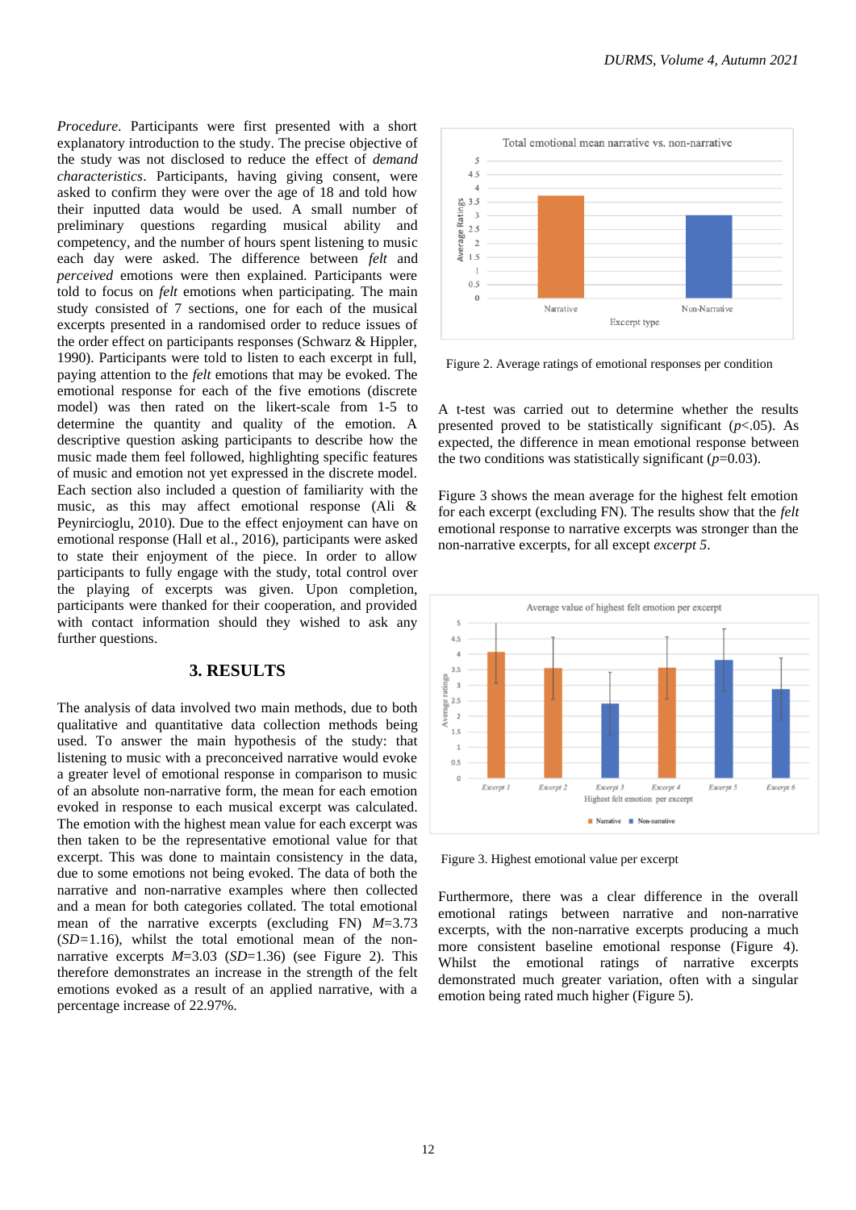*Procedure.* Participants were first presented with a short explanatory introduction to the study. The precise objective of the study was not disclosed to reduce the effect of *demand characteristics*. Participants, having giving consent, were asked to confirm they were over the age of 18 and told how their inputted data would be used. A small number of preliminary questions regarding musical ability and competency, and the number of hours spent listening to music each day were asked. The difference between *felt* and *perceived* emotions were then explained. Participants were told to focus on *felt* emotions when participating. The main study consisted of 7 sections, one for each of the musical excerpts presented in a randomised order to reduce issues of the order effect on participants responses (Schwarz & Hippler, 1990). Participants were told to listen to each excerpt in full, paying attention to the *felt* emotions that may be evoked. The emotional response for each of the five emotions (discrete model) was then rated on the likert-scale from 1-5 to determine the quantity and quality of the emotion. A descriptive question asking participants to describe how the music made them feel followed, highlighting specific features of music and emotion not yet expressed in the discrete model. Each section also included a question of familiarity with the music, as this may affect emotional response (Ali & Peynircioglu, 2010). Due to the effect enjoyment can have on emotional response (Hall et al., 2016), participants were asked to state their enjoyment of the piece. In order to allow participants to fully engage with the study, total control over the playing of excerpts was given. Upon completion, participants were thanked for their cooperation, and provided with contact information should they wished to ask any further questions.

## 3. RESULTS

The analysis of data involved two main methods, due to both qualitative and quantitative data collection methods being used. To answer the main hypothesis of the study: that listening to music with a preconceived narrative would evoke a greater level of emotional response in comparison to music of an absolute non-narrative form, the mean for each emotion evoked in response to each musical excerpt was calculated. The emotion with the highest mean value for each excerpt was then taken to be the representative emotional value for that excerpt. This was done to maintain consistency in the data, due to some emotions not being evoked. The data of both the narrative and non-narrative examples where then collected and a mean for both categories collated. The total emotional mean of the narrative excerpts (excluding FN) $M$=3.73 ($SD$=1.16), whilst the total emotional mean of the non-narrative excerpts $M$=3.03 ($SD$=1.36) (see Figure 2). This therefore demonstrates an increase in the strength of the felt emotions evoked as a result of an applied narrative, with a percentage increase of 22.97%.

Figure 2. Average ratings of emotional responses per condition

A t-test was carried out to determine whether the results presented proved to be statistically significant ($p$<.05). As expected, the difference in mean emotional response between the two conditions was statistically significant ($p$=0.03).

Figure 3 shows the mean average for the highest felt emotion for each excerpt (excluding FN). The results show that the *felt* emotional response to narrative excerpts was stronger than the non-narrative excerpts, for all except *excerpt 5*.

Figure 3. Highest emotional value per excerpt

Furthermore, there was a clear difference in the overall emotional ratings between narrative and non-narrative excerpts, with the non-narrative excerpts producing a much more consistent baseline emotional response (Figure 4). Whilst the emotional ratings of narrative excerpts demonstrated much greater variation, often with a singular emotion being rated much higher (Figure 5).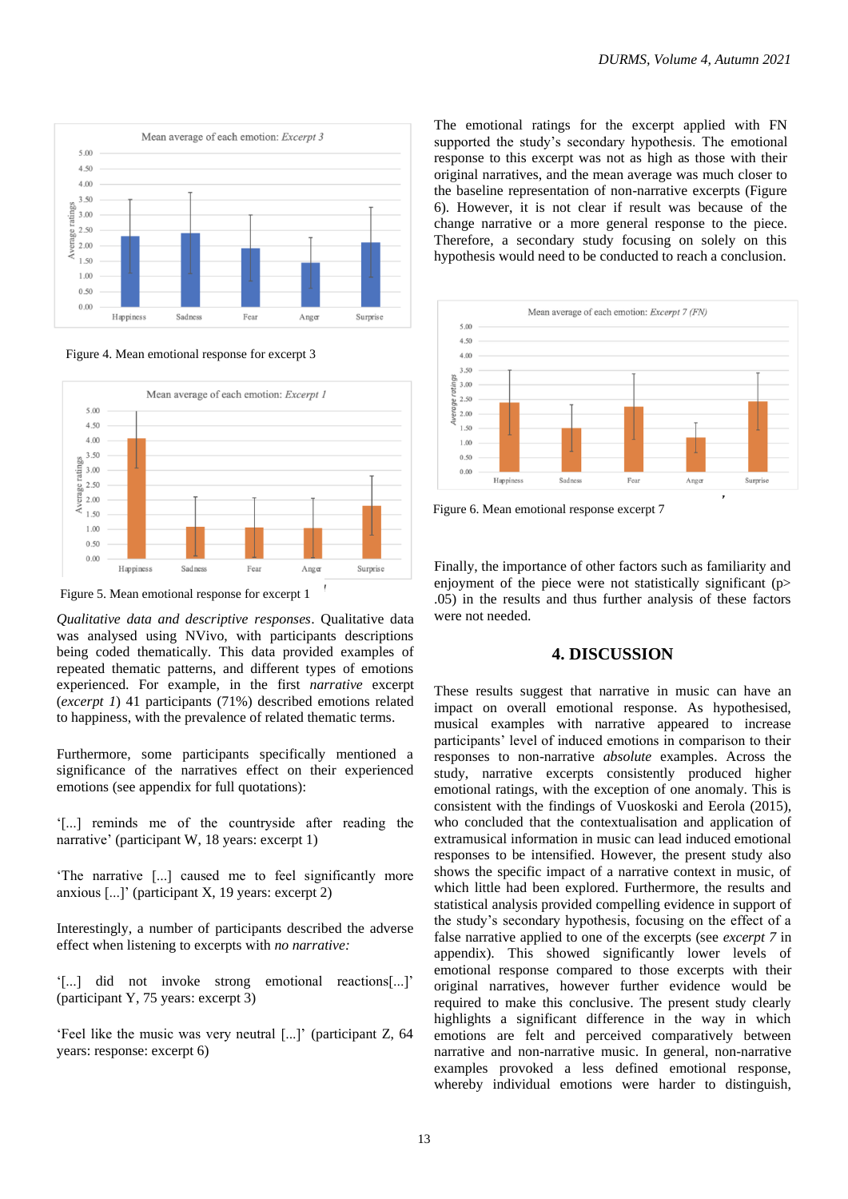Figure 4. Mean emotional response for excerpt 3

Figure 5. Mean emotional response for excerpt 1

*Qualitative data and descriptive responses*. Qualitative data was analysed using NVivo, with participants descriptions being coded thematically. This data provided examples of repeated thematic patterns, and different types of emotions experienced. For example, in the first *narrative* excerpt (*excerpt 1*) 41 participants (71%) described emotions related to happiness, with the prevalence of related thematic terms.

Furthermore, some participants specifically mentioned a significance of the narratives effect on their experienced emotions (see appendix for full quotations):

'[...] reminds me of the countryside after reading the narrative' (participant W, 18 years: excerpt 1)

'The narrative [...] caused me to feel significantly more anxious [...]' (participant X, 19 years: excerpt 2)

Interestingly, a number of participants described the adverse effect when listening to excerpts with *no narrative:*

'[...] did not invoke strong emotional reactions[...]' (participant Y, 75 years: excerpt 3)

'Feel like the music was very neutral [...]' (participant Z, 64 years: response: excerpt 6)

The emotional ratings for the excerpt applied with FN supported the study's secondary hypothesis. The emotional response to this excerpt was not as high as those with their original narratives, and the mean average was much closer to the baseline representation of non-narrative excerpts (Figure 6). However, it is not clear if result was because of the change narrative or a more general response to the piece. Therefore, a secondary study focusing on solely on this hypothesis would need to be conducted to reach a conclusion.

Figure 6. Mean emotional response excerpt 7

Finally, the importance of other factors such as familiarity and enjoyment of the piece were not statistically significant ($p > .05$) in the results and thus further analysis of these factors were not needed.

## 4. DISCUSSION

These results suggest that narrative in music can have an impact on overall emotional response. As hypothesised, musical examples with narrative appeared to increase participants' level of induced emotions in comparison to their responses to non-narrative *absolute* examples. Across the study, narrative excerpts consistently produced higher emotional ratings, with the exception of one anomaly. This is consistent with the findings of Vuoskoski and Eerola (2015), who concluded that the contextualisation and application of extramusical information in music can lead induced emotional responses to be intensified. However, the present study also shows the specific impact of a narrative context in music, of which little had been explored. Furthermore, the results and statistical analysis provided compelling evidence in support of the study's secondary hypothesis, focusing on the effect of a false narrative applied to one of the excerpts (see *excerpt 7* in appendix). This showed significantly lower levels of emotional response compared to those with their original narratives, however further evidence would be required to make this conclusive. The present study clearly highlights a significant difference in the way in which emotions are felt and perceived comparatively between narrative and non-narrative music. In general, non-narrative examples provoked a less defined emotional response, whereby individual emotions were harder to distinguish,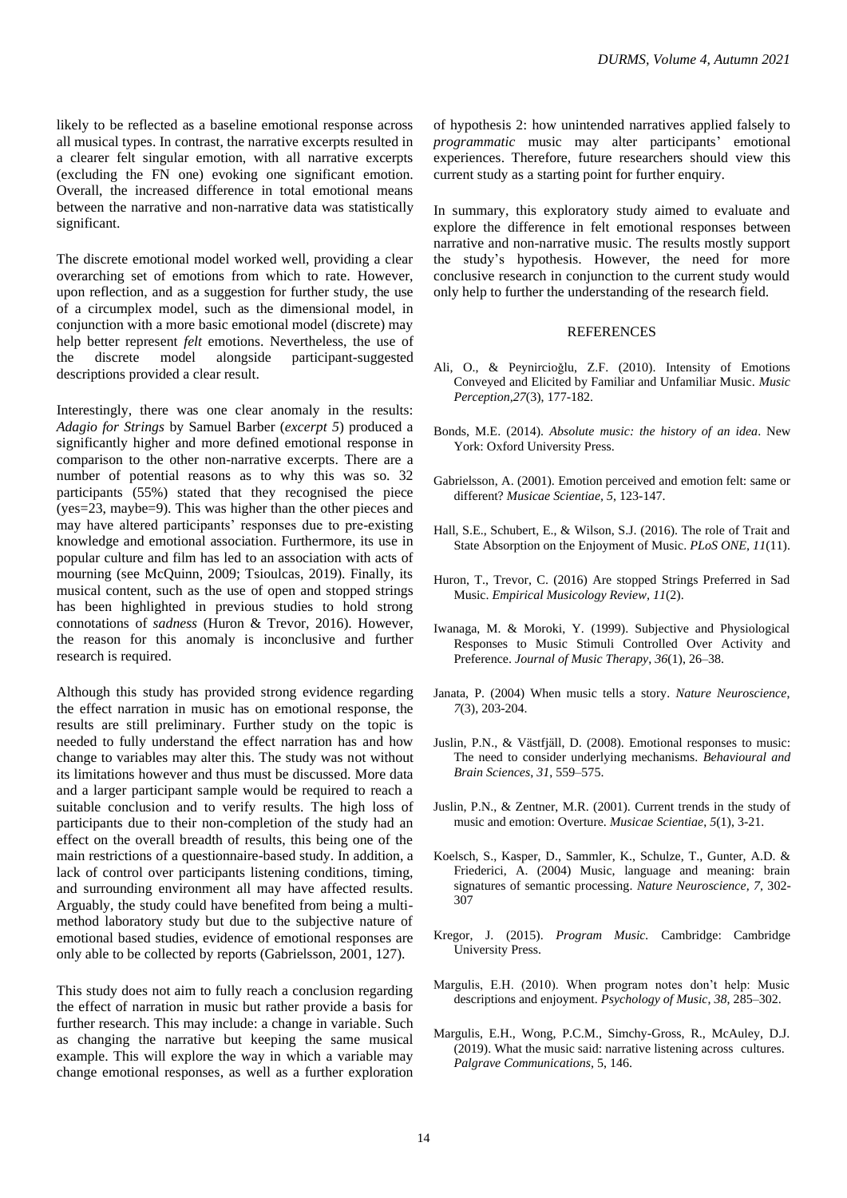likely to be reflected as a baseline emotional response across all musical types. In contrast, the narrative excerpts resulted in a clearer felt singular emotion, with all narrative excerpts (excluding the FN one) evoking one significant emotion. Overall, the increased difference in total emotional means between the narrative and non-narrative data was statistically significant.

The discrete emotional model worked well, providing a clear overarching set of emotions from which to rate. However, upon reflection, and as a suggestion for further study, the use of a circumplex model, such as the dimensional model, in conjunction with a more basic emotional model (discrete) may help better represent *felt* emotions. Nevertheless, the use of the discrete model alongside participant-suggested descriptions provided a clear result.

Interestingly, there was one clear anomaly in the results: *Adagio for Strings* by Samuel Barber (*excerpt 5*) produced a significantly higher and more defined emotional response in comparison to the other non-narrative excerpts. There are a number of potential reasons as to why this was so. 32 participants (55%) stated that they recognised the piece (yes=23, maybe=9). This was higher than the other pieces and may have altered participants' responses due to pre-existing knowledge and emotional association. Furthermore, its use in popular culture and film has led to an association with acts of mourning (see McQuinn, 2009; Tsioulcas, 2019). Finally, its musical content, such as the use of open and stopped strings has been highlighted in previous studies to hold strong connotations of *sadness* (Huron & Trevor, 2016). However, the reason for this anomaly is inconclusive and further research is required.

Although this study has provided strong evidence regarding the effect narration in music has on emotional response, the results are still preliminary. Further study on the topic is needed to fully understand the effect narration has and how change to variables may alter this. The study was not without its limitations however and thus must be discussed. More data and a larger participant sample would be required to reach a suitable conclusion and to verify results. The high loss of participants due to their non-completion of the study had an effect on the overall breadth of results, this being one of the main restrictions of a questionnaire-based study. In addition, a lack of control over participants listening conditions, timing, and surrounding environment all may have affected results. Arguably, the study could have benefited from being a multi-method laboratory study but due to the subjective nature of emotional based studies, evidence of emotional responses are only able to be collected by reports (Gabrielsson, 2001, 127).

This study does not aim to fully reach a conclusion regarding the effect of narration in music but rather provide a basis for further research. This may include: a change in variable. Such as changing the narrative but keeping the same musical example. This will explore the way in which a variable may change emotional responses, as well as a further exploration of hypothesis 2: how unintended narratives applied falsely to *programmatic* music may alter participants' emotional experiences. Therefore, future researchers should view this current study as a starting point for further enquiry.

In summary, this exploratory study aimed to evaluate and explore the difference in felt emotional responses between narrative and non-narrative music. The results mostly support the study's hypothesis. However, the need for more conclusive research in conjunction to the current study would only help to further the understanding of the research field.

## REFERENCES

Ali, O., & Peynircioğlu, Z.F. (2010). Intensity of Emotions Conveyed and Elicited by Familiar and Unfamiliar Music. *Music Perception,27*(3), 177-182.

Bonds, M.E. (2014). *Absolute music: the history of an idea*. New York: Oxford University Press.

Gabrielsson, A. (2001). Emotion perceived and emotion felt: same or different? *Musicae Scientiae, 5*, 123-147.

Hall, S.E., Schubert, E., & Wilson, S.J. (2016). The role of Trait and State Absorption on the Enjoyment of Music. *PLoS ONE, 11*(11).

Huron, T., Trevor, C. (2016) Are stopped Strings Preferred in Sad Music. *Empirical Musicology Review, 11*(2).

Iwanaga, M. & Moroki, Y. (1999). Subjective and Physiological Responses to Music Stimuli Controlled Over Activity and Preference. *Journal of Music Therapy, 36*(1), 26–38.

Janata, P. (2004) When music tells a story. *Nature Neuroscience, 7*(3), 203-204.

Juslin, P.N., & Västfjäll, D. (2008). Emotional responses to music: The need to consider underlying mechanisms. *Behavioural and Brain Sciences, 31*, 559–575.

Juslin, P.N., & Zentner, M.R. (2001). Current trends in the study of music and emotion: Overture. *Musicae Scientiae, 5*(1), 3-21.

Koelsch, S., Kasper, D., Sammler, K., Schulze, T., Gunter, A.D. & Friederici, A. (2004) Music, language and meaning: brain signatures of semantic processing. *Nature Neuroscience, 7*, 302-307

Kregor, J. (2015). *Program Music.* Cambridge: Cambridge University Press.

Margulis, E.H. (2010). When program notes don't help: Music descriptions and enjoyment. *Psychology of Music, 38*, 285–302.

Margulis, E.H., Wong, P.C.M., Simchy-Gross, R., McAuley, D.J. (2019). What the music said: narrative listening across cultures. *Palgrave Communications*, 5, 146.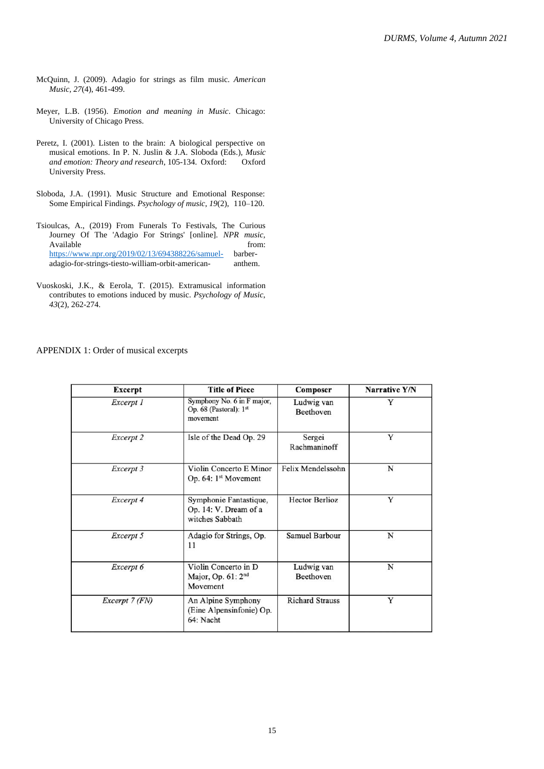McQuinn, J. (2009). Adagio for strings as film music. *American Music, 27*(4), 461-499.

Meyer, L.B. (1956). *Emotion and meaning in Music*. Chicago: University of Chicago Press.

Peretz, I. (2001). Listen to the brain: A biological perspective on musical emotions. In P. N. Juslin & J.A. Sloboda (Eds.), *Music and emotion: Theory and research*, 105-134. Oxford: Oxford University Press.

Sloboda, J.A. (1991). Music Structure and Emotional Response: Some Empirical Findings. *Psychology of music*, *19*(2), 110–120.

Tsioulcas, A., (2019) From Funerals To Festivals, The Curious Journey Of The 'Adagio For Strings' [online]. *NPR music*, Available from: https://www.npr.org/2019/02/13/694388226/samuel-barber-adagio-for-strings-tiesto-william-orbit-american-anthem.

Vuoskoski, J.K., & Eerola, T. (2015). Extramusical information contributes to emotions induced by music. *Psychology of Music*, *43*(2), 262-274.

APPENDIX 1: Order of musical excerpts

| Excerpt | Title of Piece | Composer | Narrative Y/N |
|---|---|---|---|
| *Excerpt 1* | Symphony No. 6 in F major, Op. 68 (Pastoral): 1st movement | Ludwig van Beethoven | Y |
| *Excerpt 2* | Isle of the Dead Op. 29 | Sergei Rachmaninoff | Y |
| *Excerpt 3* | Violin Concerto E Minor Op. 64: 1st Movement | Felix Mendelssohn | N |
| *Excerpt 4* | Symphonie Fantastique, Op. 14: V. Dream of a witches Sabbath | Hector Berlioz | Y |
| *Excerpt 5* | Adagio for Strings, Op. 11 | Samuel Barbour | N |
| *Excerpt 6* | Violin Concerto in D Major, Op. 61: 2nd Movement | Ludwig van Beethoven | N |
| *Excerpt 7 (FN)* | An Alpine Symphony (Eine Alpensinfonie) Op. 64: Nacht | Richard Strauss | Y |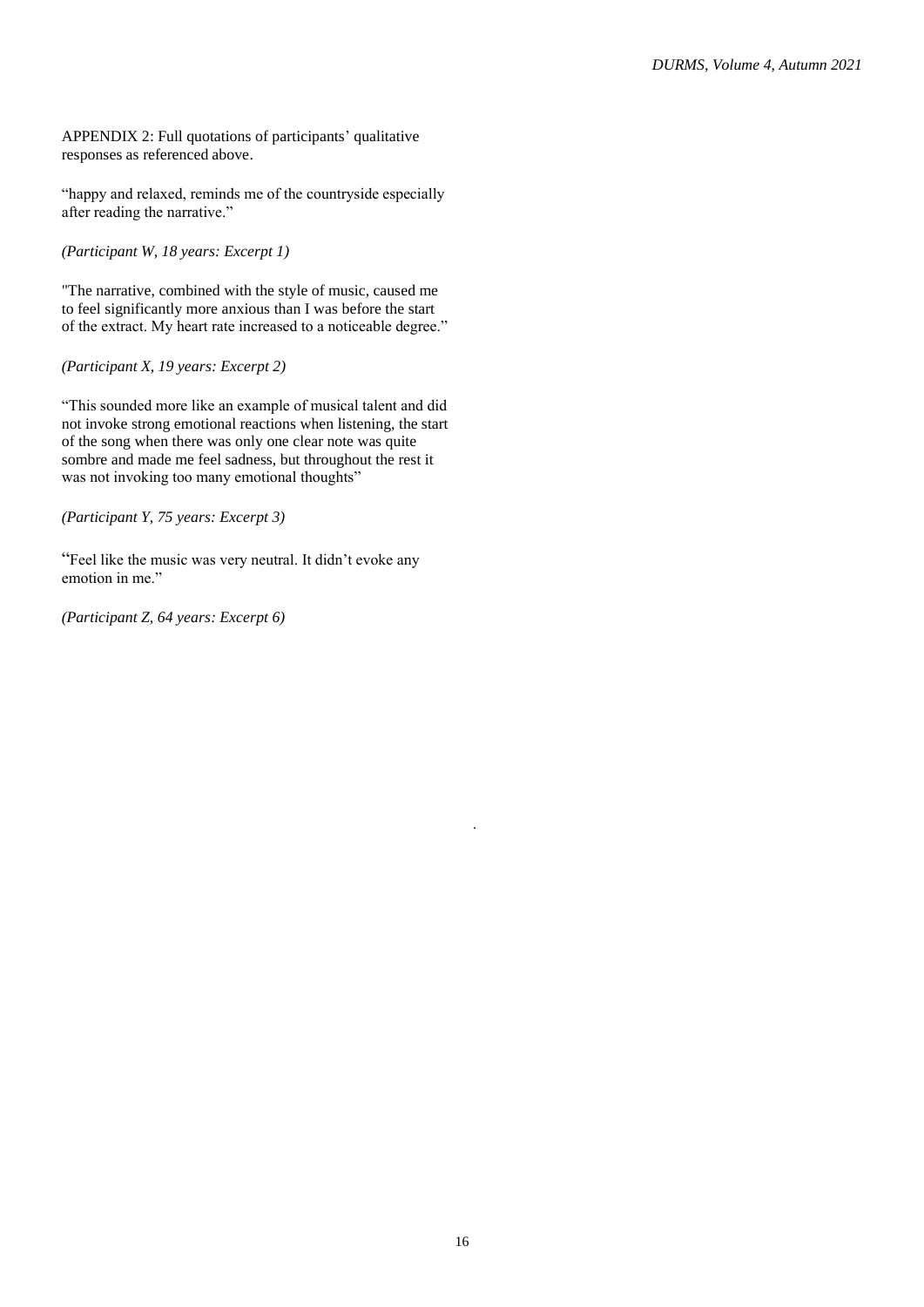APPENDIX 2: Full quotations of participants' qualitative responses as referenced above.

"happy and relaxed, reminds me of the countryside especially after reading the narrative."

*(Participant W, 18 years: Excerpt 1)*

"The narrative, combined with the style of music, caused me to feel significantly more anxious than I was before the start of the extract. My heart rate increased to a noticeable degree."

*(Participant X, 19 years: Excerpt 2)*

"This sounded more like an example of musical talent and did not invoke strong emotional reactions when listening, the start of the song when there was only one clear note was quite sombre and made me feel sadness, but throughout the rest it was not invoking too many emotional thoughts"

*(Participant Y, 75 years: Excerpt 3)*

"Feel like the music was very neutral. It didn't evoke any emotion in me."

*(Participant Z, 64 years: Excerpt 6)*